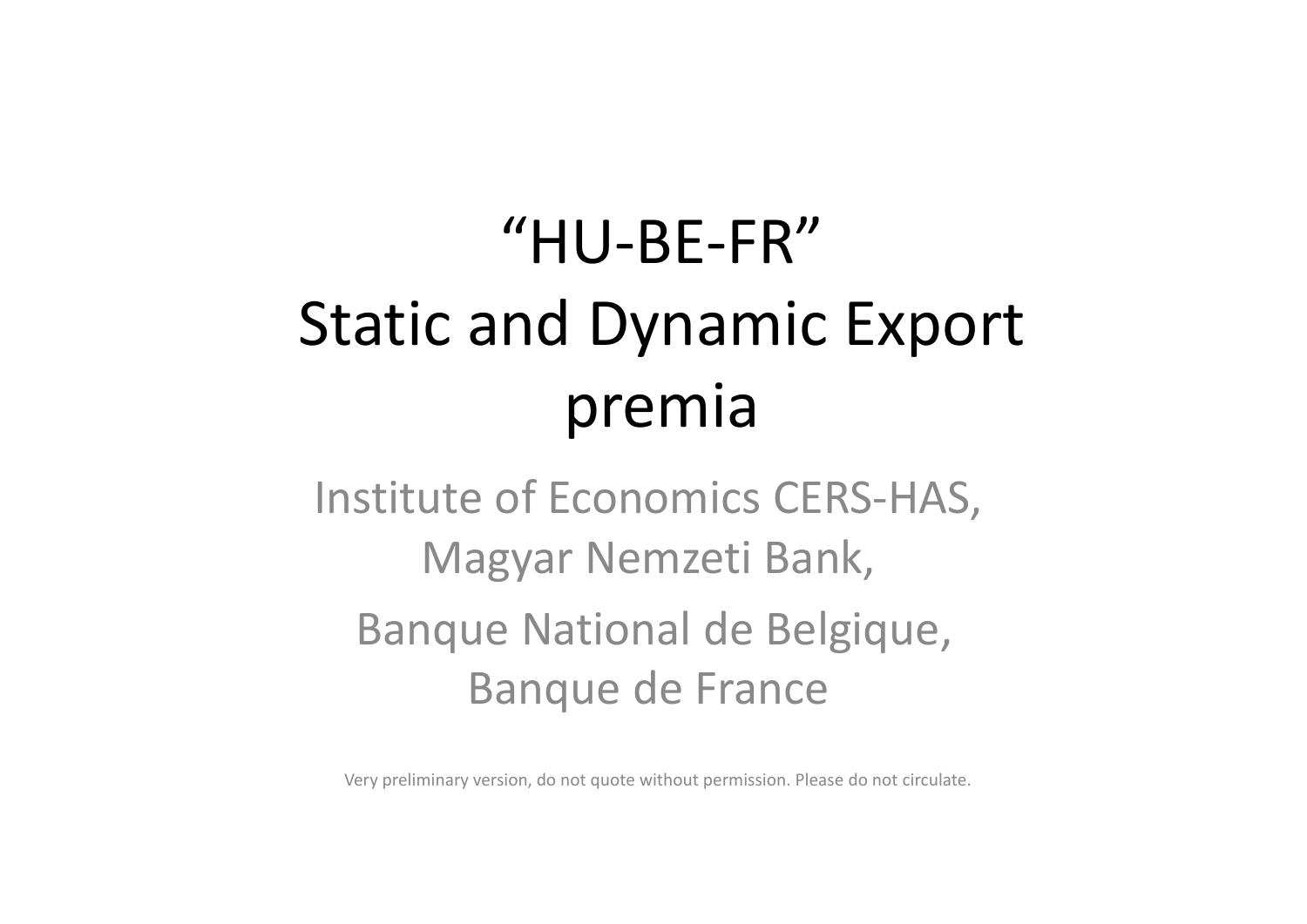# "HU-BE-FR" Static and Dynamic Export premia

Institute of Economics CERS-HAS,
Magyar Nemzeti Bank,

Banque National de Belgique,
Banque de France

Very preliminary version, do not quote without permission. Please do not circulate.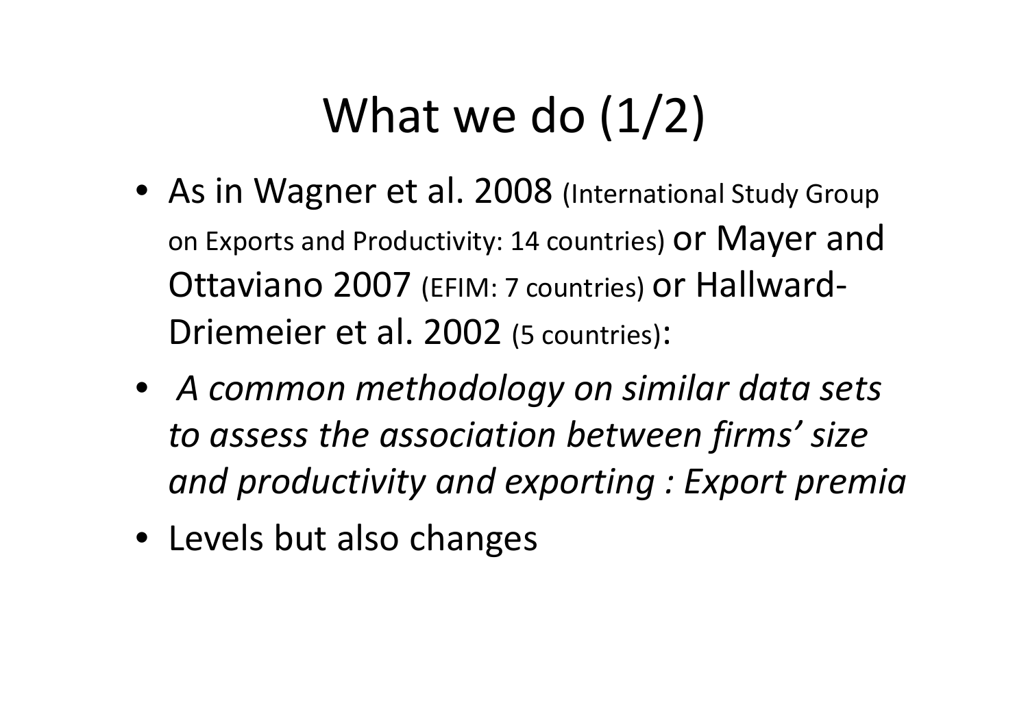# What we do (1/2)

- As in Wagner et al. 2008 (International Study Group on Exports and Productivity: 14 countries) or Mayer and Ottaviano 2007 (EFIM: 7 countries) or Hallward-Driemeier et al. 2002 (5 countries):
- *A common methodology on similar data sets to assess the association between firms' size and productivity and exporting : Export premia*
- Levels but also changes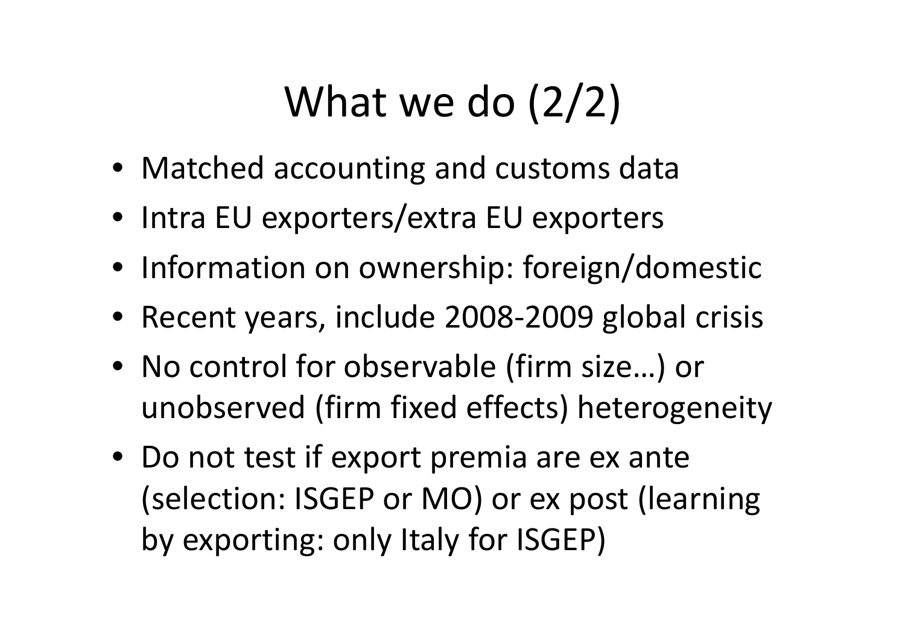# What we do (2/2)

- Matched accounting and customs data
- Intra EU exporters/extra EU exporters
- Information on ownership: foreign/domestic
- Recent years, include 2008-2009 global crisis
- No control for observable (firm size…) or unobserved (firm fixed effects) heterogeneity
- Do not test if export premia are ex ante (selection: ISGEP or MO) or ex post (learning by exporting: only Italy for ISGEP)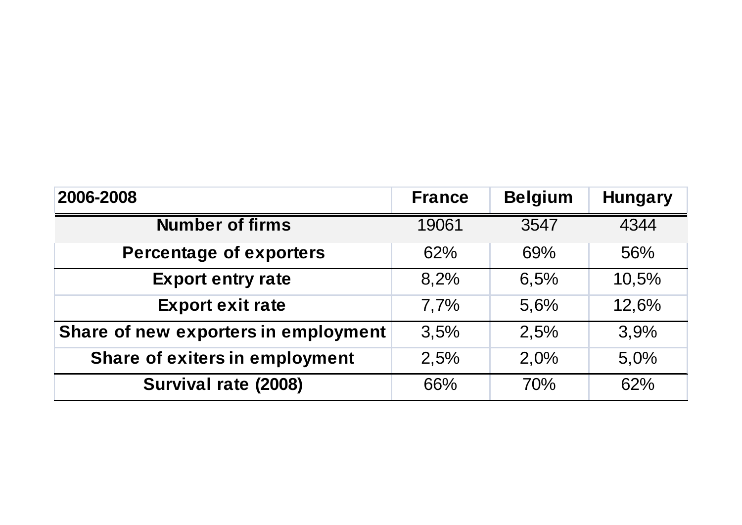| 2006-2008 | France | Belgium | Hungary |
|---|---|---|---|
| **Number of firms** | 19061 | 3547 | 4344 |
| **Percentage of exporters** | 62% | 69% | 56% |
| **Export entry rate** | 8,2% | 6,5% | 10,5% |
| **Export exit rate** | 7,7% | 5,6% | 12,6% |
| **Share of new exporters in employment** | 3,5% | 2,5% | 3,9% |
| **Share of exiters in employment** | 2,5% | 2,0% | 5,0% |
| **Survival rate (2008)** | 66% | 70% | 62% |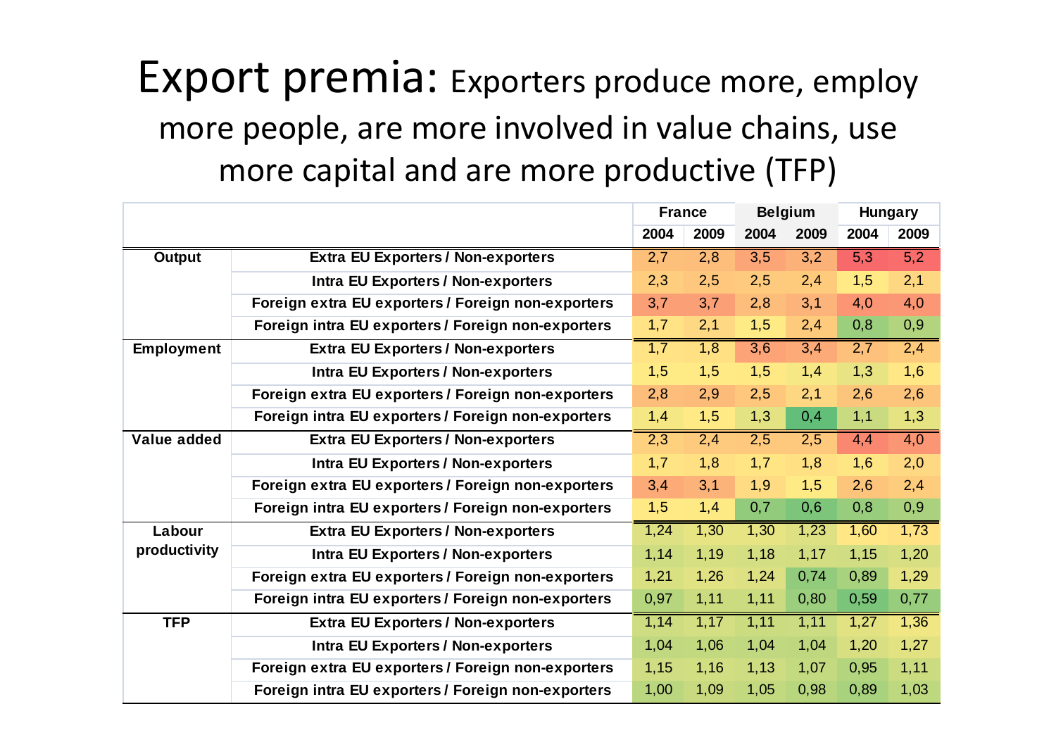# Export premia: Exporters produce more, employ more people, are more involved in value chains, use more capital and are more productive (TFP)

| | | France | | Belgium | | Hungary | |
|---|---|---|---|---|---|---|---|
| | | 2004 | 2009 | 2004 | 2009 | 2004 | 2009 |
| **Output** | **Extra EU Exporters / Non-exporters** | 2,7 | 2,8 | 3,5 | 3,2 | 5,3 | 5,2 |
| | **Intra EU Exporters / Non-exporters** | 2,3 | 2,5 | 2,5 | 2,4 | 1,5 | 2,1 |
| | **Foreign extra EU exporters / Foreign non-exporters** | 3,7 | 3,7 | 2,8 | 3,1 | 4,0 | 4,0 |
| | **Foreign intra EU exporters / Foreign non-exporters** | 1,7 | 2,1 | 1,5 | 2,4 | 0,8 | 0,9 |
| **Employment** | **Extra EU Exporters / Non-exporters** | 1,7 | 1,8 | 3,6 | 3,4 | 2,7 | 2,4 |
| | **Intra EU Exporters / Non-exporters** | 1,5 | 1,5 | 1,5 | 1,4 | 1,3 | 1,6 |
| | **Foreign extra EU exporters / Foreign non-exporters** | 2,8 | 2,9 | 2,5 | 2,1 | 2,6 | 2,6 |
| | **Foreign intra EU exporters / Foreign non-exporters** | 1,4 | 1,5 | 1,3 | 0,4 | 1,1 | 1,3 |
| **Value added** | **Extra EU Exporters / Non-exporters** | 2,3 | 2,4 | 2,5 | 2,5 | 4,4 | 4,0 |
| | **Intra EU Exporters / Non-exporters** | 1,7 | 1,8 | 1,7 | 1,8 | 1,6 | 2,0 |
| | **Foreign extra EU exporters / Foreign non-exporters** | 3,4 | 3,1 | 1,9 | 1,5 | 2,6 | 2,4 |
| | **Foreign intra EU exporters / Foreign non-exporters** | 1,5 | 1,4 | 0,7 | 0,6 | 0,8 | 0,9 |
| **Labour productivity** | **Extra EU Exporters / Non-exporters** | 1,24 | 1,30 | 1,30 | 1,23 | 1,60 | 1,73 |
| | **Intra EU Exporters / Non-exporters** | 1,14 | 1,19 | 1,18 | 1,17 | 1,15 | 1,20 |
| | **Foreign extra EU exporters / Foreign non-exporters** | 1,21 | 1,26 | 1,24 | 0,74 | 0,89 | 1,29 |
| | **Foreign intra EU exporters / Foreign non-exporters** | 0,97 | 1,11 | 1,11 | 0,80 | 0,59 | 0,77 |
| **TFP** | **Extra EU Exporters / Non-exporters** | 1,14 | 1,17 | 1,11 | 1,11 | 1,27 | 1,36 |
| | **Intra EU Exporters / Non-exporters** | 1,04 | 1,06 | 1,04 | 1,04 | 1,20 | 1,27 |
| | **Foreign extra EU exporters / Foreign non-exporters** | 1,15 | 1,16 | 1,13 | 1,07 | 0,95 | 1,11 |
| | **Foreign intra EU exporters / Foreign non-exporters** | 1,00 | 1,09 | 1,05 | 0,98 | 0,89 | 1,03 |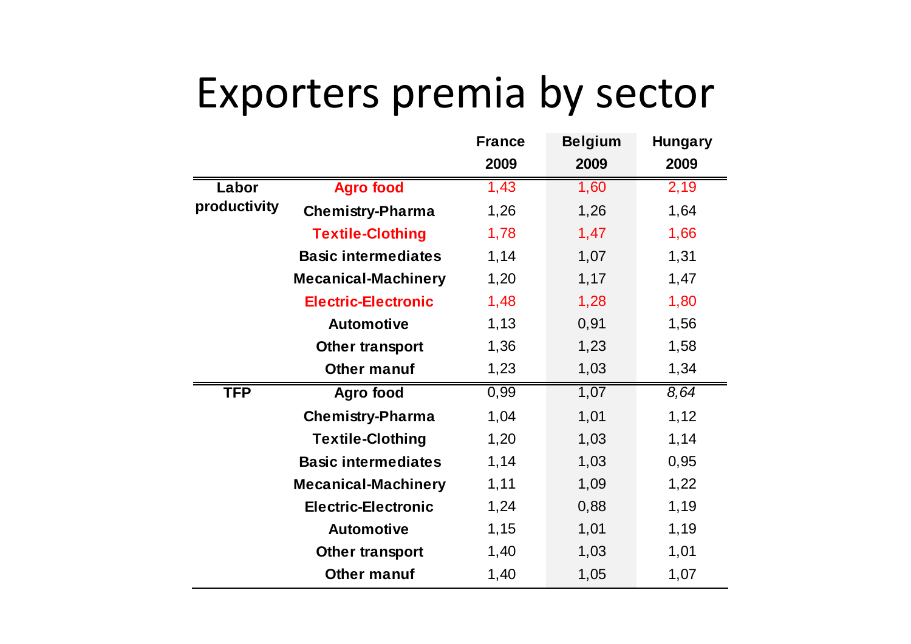# Exporters premia by sector

| | | France 2009 | Belgium 2009 | Hungary 2009 |
|---|---|---|---|---|
| **Labor productivity** | **Agro food** | 1,43 | 1,60 | 2,19 |
| | **Chemistry-Pharma** | 1,26 | 1,26 | 1,64 |
| | **Textile-Clothing** | 1,78 | 1,47 | 1,66 |
| | **Basic intermediates** | 1,14 | 1,07 | 1,31 |
| | **Mecanical-Machinery** | 1,20 | 1,17 | 1,47 |
| | **Electric-Electronic** | 1,48 | 1,28 | 1,80 |
| | **Automotive** | 1,13 | 0,91 | 1,56 |
| | **Other transport** | 1,36 | 1,23 | 1,58 |
| | **Other manuf** | 1,23 | 1,03 | 1,34 |
| **TFP** | **Agro food** | 0,99 | 1,07 | *8,64* |
| | **Chemistry-Pharma** | 1,04 | 1,01 | 1,12 |
| | **Textile-Clothing** | 1,20 | 1,03 | 1,14 |
| | **Basic intermediates** | 1,14 | 1,03 | 0,95 |
| | **Mecanical-Machinery** | 1,11 | 1,09 | 1,22 |
| | **Electric-Electronic** | 1,24 | 0,88 | 1,19 |
| | **Automotive** | 1,15 | 1,01 | 1,19 |
| | **Other transport** | 1,40 | 1,03 | 1,01 |
| | **Other manuf** | 1,40 | 1,05 | 1,07 |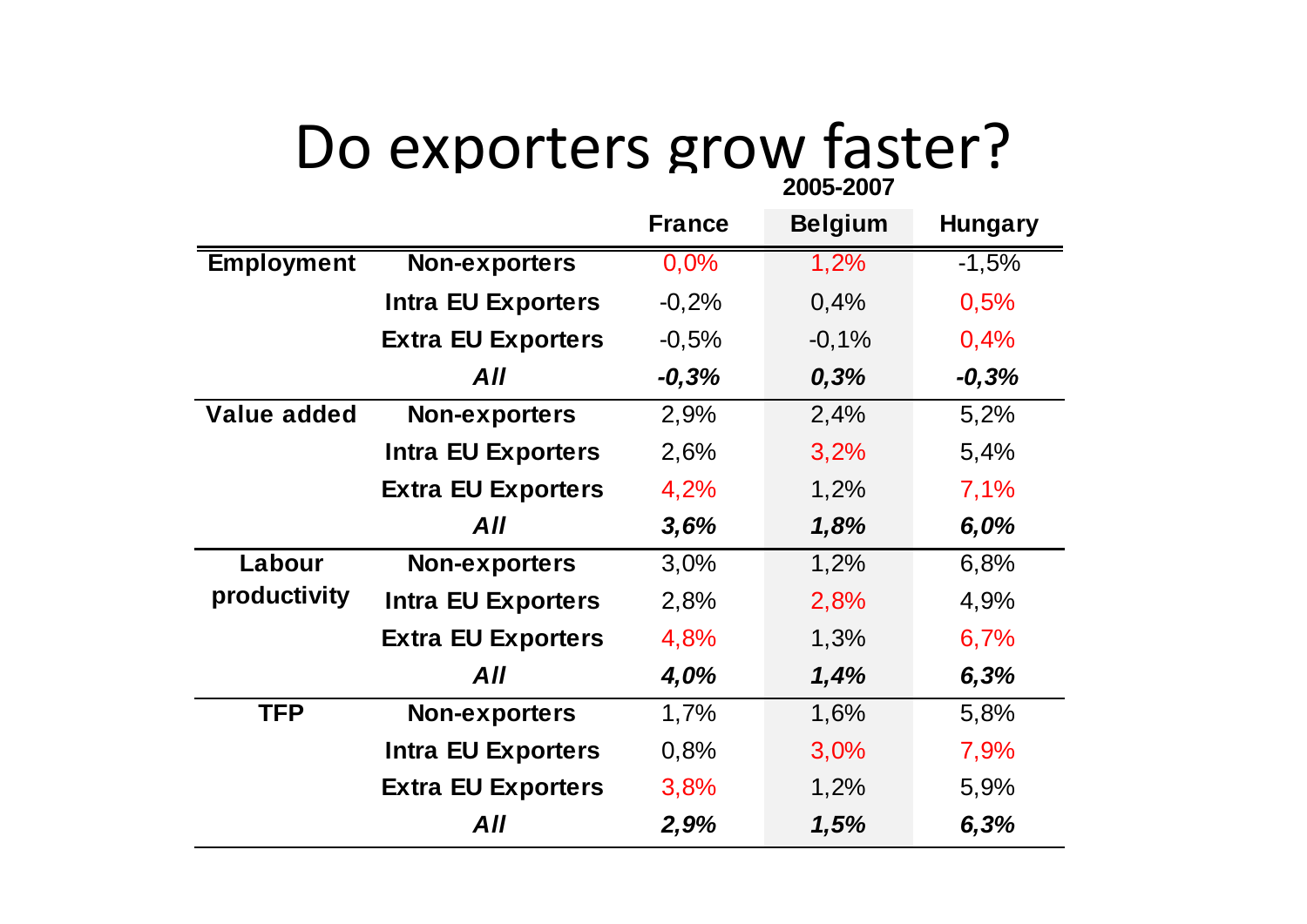# Do exporters grow faster?

**2005-2007**

| | | France | Belgium | Hungary |
|---|---|---|---|---|
| **Employment** | **Non-exporters** | 0,0% | 1,2% | -1,5% |
| | **Intra EU Exporters** | -0,2% | 0,4% | 0,5% |
| | **Extra EU Exporters** | -0,5% | -0,1% | 0,4% |
| | ***All*** | ***-0,3%*** | ***0,3%*** | ***-0,3%*** |
| **Value added** | **Non-exporters** | 2,9% | 2,4% | 5,2% |
| | **Intra EU Exporters** | 2,6% | 3,2% | 5,4% |
| | **Extra EU Exporters** | 4,2% | 1,2% | 7,1% |
| | ***All*** | ***3,6%*** | ***1,8%*** | ***6,0%*** |
| **Labour productivity** | **Non-exporters** | 3,0% | 1,2% | 6,8% |
| | **Intra EU Exporters** | 2,8% | 2,8% | 4,9% |
| | **Extra EU Exporters** | 4,8% | 1,3% | 6,7% |
| | ***All*** | ***4,0%*** | ***1,4%*** | ***6,3%*** |
| **TFP** | **Non-exporters** | 1,7% | 1,6% | 5,8% |
| | **Intra EU Exporters** | 0,8% | 3,0% | 7,9% |
| | **Extra EU Exporters** | 3,8% | 1,2% | 5,9% |
| | ***All*** | ***2,9%*** | ***1,5%*** | ***6,3%*** |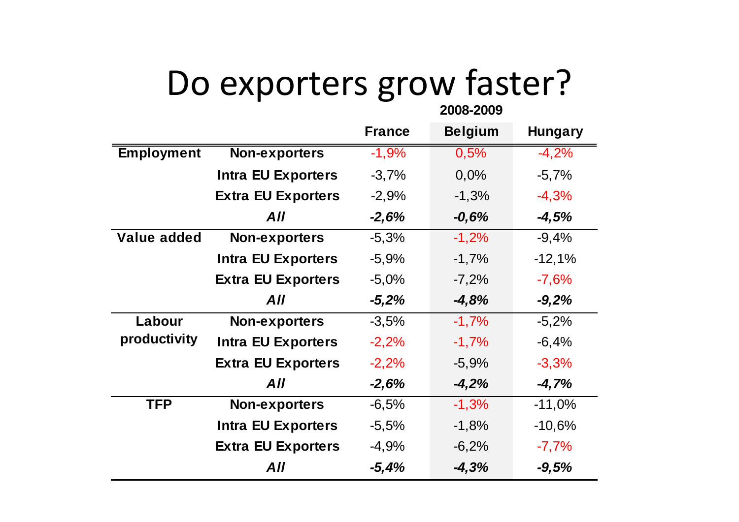# Do exporters grow faster?

| | | 2008-2009 | | |
|---|---|---|---|---|
| | | **France** | **Belgium** | **Hungary** |
| **Employment** | **Non-exporters** | -1,9% | 0,5% | -4,2% |
| | **Intra EU Exporters** | -3,7% | 0,0% | -5,7% |
| | **Extra EU Exporters** | -2,9% | -1,3% | -4,3% |
| | ***All*** | ***-2,6%*** | ***-0,6%*** | ***-4,5%*** |
| **Value added** | **Non-exporters** | -5,3% | -1,2% | -9,4% |
| | **Intra EU Exporters** | -5,9% | -1,7% | -12,1% |
| | **Extra EU Exporters** | -5,0% | -7,2% | -7,6% |
| | ***All*** | ***-5,2%*** | ***-4,8%*** | ***-9,2%*** |
| **Labour productivity** | **Non-exporters** | -3,5% | -1,7% | -5,2% |
| | **Intra EU Exporters** | -2,2% | -1,7% | -6,4% |
| | **Extra EU Exporters** | -2,2% | -5,9% | -3,3% |
| | ***All*** | ***-2,6%*** | ***-4,2%*** | ***-4,7%*** |
| **TFP** | **Non-exporters** | -6,5% | -1,3% | -11,0% |
| | **Intra EU Exporters** | -5,5% | -1,8% | -10,6% |
| | **Extra EU Exporters** | -4,9% | -6,2% | -7,7% |
| | ***All*** | ***-5,4%*** | ***-4,3%*** | ***-9,5%*** |